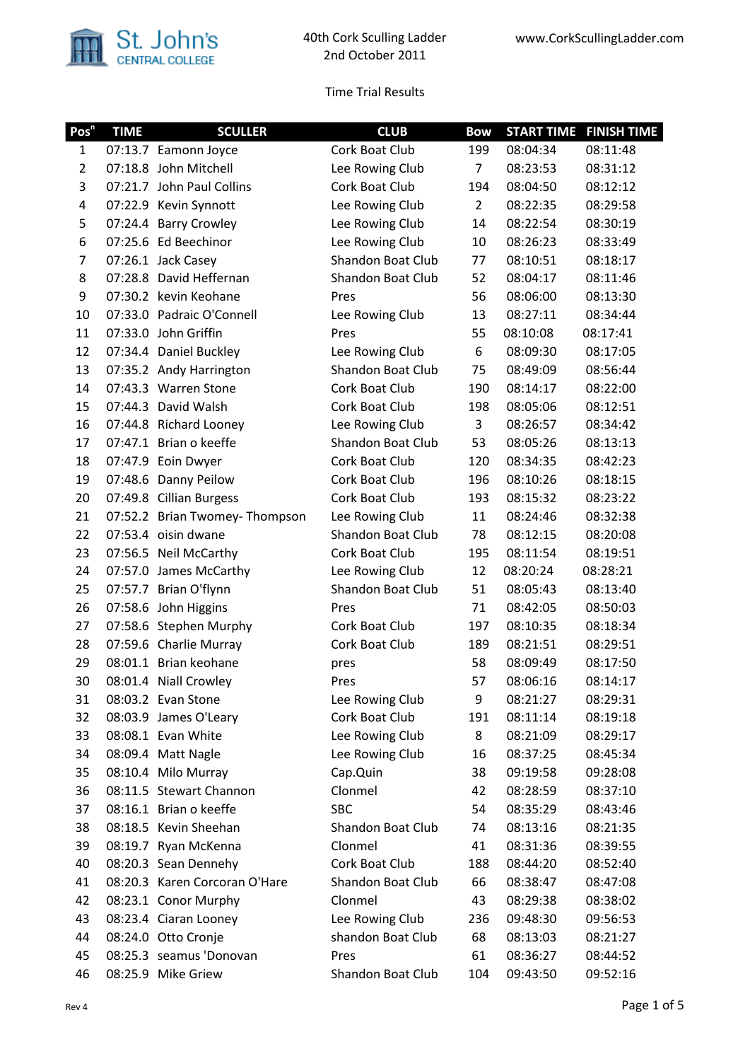St. John's CENTRAL COLLEGE

40th Cork Sculling Ladder
2nd October 2011

www.CorkScullingLadder.com

Time Trial Results

| Pos[n] | TIME | SCULLER | CLUB | Bow | START TIME | FINISH TIME |
|---|---|---|---|---|---|---|
| 1 | 07:13.7 | Eamonn Joyce | Cork Boat Club | 199 | 08:04:34 | 08:11:48 |
| 2 | 07:18.8 | John Mitchell | Lee Rowing Club | 7 | 08:23:53 | 08:31:12 |
| 3 | 07:21.7 | John Paul Collins | Cork Boat Club | 194 | 08:04:50 | 08:12:12 |
| 4 | 07:22.9 | Kevin Synnott | Lee Rowing Club | 2 | 08:22:35 | 08:29:58 |
| 5 | 07:24.4 | Barry Crowley | Lee Rowing Club | 14 | 08:22:54 | 08:30:19 |
| 6 | 07:25.6 | Ed Beechinor | Lee Rowing Club | 10 | 08:26:23 | 08:33:49 |
| 7 | 07:26.1 | Jack Casey | Shandon Boat Club | 77 | 08:10:51 | 08:18:17 |
| 8 | 07:28.8 | David Heffernan | Shandon Boat Club | 52 | 08:04:17 | 08:11:46 |
| 9 | 07:30.2 | kevin Keohane | Pres | 56 | 08:06:00 | 08:13:30 |
| 10 | 07:33.0 | Padraic O'Connell | Lee Rowing Club | 13 | 08:27:11 | 08:34:44 |
| 11 | 07:33.0 | John Griffin | Pres | 55 | 08:10:08 | 08:17:41 |
| 12 | 07:34.4 | Daniel Buckley | Lee Rowing Club | 6 | 08:09:30 | 08:17:05 |
| 13 | 07:35.2 | Andy Harrington | Shandon Boat Club | 75 | 08:49:09 | 08:56:44 |
| 14 | 07:43.3 | Warren Stone | Cork Boat Club | 190 | 08:14:17 | 08:22:00 |
| 15 | 07:44.3 | David Walsh | Cork Boat Club | 198 | 08:05:06 | 08:12:51 |
| 16 | 07:44.8 | Richard Looney | Lee Rowing Club | 3 | 08:26:57 | 08:34:42 |
| 17 | 07:47.1 | Brian o keeffe | Shandon Boat Club | 53 | 08:05:26 | 08:13:13 |
| 18 | 07:47.9 | Eoin Dwyer | Cork Boat Club | 120 | 08:34:35 | 08:42:23 |
| 19 | 07:48.6 | Danny Peilow | Cork Boat Club | 196 | 08:10:26 | 08:18:15 |
| 20 | 07:49.8 | Cillian Burgess | Cork Boat Club | 193 | 08:15:32 | 08:23:22 |
| 21 | 07:52.2 | Brian Twomey- Thompson | Lee Rowing Club | 11 | 08:24:46 | 08:32:38 |
| 22 | 07:53.4 | oisin dwane | Shandon Boat Club | 78 | 08:12:15 | 08:20:08 |
| 23 | 07:56.5 | Neil McCarthy | Cork Boat Club | 195 | 08:11:54 | 08:19:51 |
| 24 | 07:57.0 | James McCarthy | Lee Rowing Club | 12 | 08:20:24 | 08:28:21 |
| 25 | 07:57.7 | Brian O'flynn | Shandon Boat Club | 51 | 08:05:43 | 08:13:40 |
| 26 | 07:58.6 | John Higgins | Pres | 71 | 08:42:05 | 08:50:03 |
| 27 | 07:58.6 | Stephen Murphy | Cork Boat Club | 197 | 08:10:35 | 08:18:34 |
| 28 | 07:59.6 | Charlie Murray | Cork Boat Club | 189 | 08:21:51 | 08:29:51 |
| 29 | 08:01.1 | Brian keohane | pres | 58 | 08:09:49 | 08:17:50 |
| 30 | 08:01.4 | Niall Crowley | Pres | 57 | 08:06:16 | 08:14:17 |
| 31 | 08:03.2 | Evan Stone | Lee Rowing Club | 9 | 08:21:27 | 08:29:31 |
| 32 | 08:03.9 | James O'Leary | Cork Boat Club | 191 | 08:11:14 | 08:19:18 |
| 33 | 08:08.1 | Evan White | Lee Rowing Club | 8 | 08:21:09 | 08:29:17 |
| 34 | 08:09.4 | Matt Nagle | Lee Rowing Club | 16 | 08:37:25 | 08:45:34 |
| 35 | 08:10.4 | Milo Murray | Cap.Quin | 38 | 09:19:58 | 09:28:08 |
| 36 | 08:11.5 | Stewart Channon | Clonmel | 42 | 08:28:59 | 08:37:10 |
| 37 | 08:16.1 | Brian o keeffe | SBC | 54 | 08:35:29 | 08:43:46 |
| 38 | 08:18.5 | Kevin Sheehan | Shandon Boat Club | 74 | 08:13:16 | 08:21:35 |
| 39 | 08:19.7 | Ryan McKenna | Clonmel | 41 | 08:31:36 | 08:39:55 |
| 40 | 08:20.3 | Sean Dennehy | Cork Boat Club | 188 | 08:44:20 | 08:52:40 |
| 41 | 08:20.3 | Karen Corcoran O'Hare | Shandon Boat Club | 66 | 08:38:47 | 08:47:08 |
| 42 | 08:23.1 | Conor Murphy | Clonmel | 43 | 08:29:38 | 08:38:02 |
| 43 | 08:23.4 | Ciaran Looney | Lee Rowing Club | 236 | 09:48:30 | 09:56:53 |
| 44 | 08:24.0 | Otto Cronje | shandon Boat Club | 68 | 08:13:03 | 08:21:27 |
| 45 | 08:25.3 | seamus 'Donovan | Pres | 61 | 08:36:27 | 08:44:52 |
| 46 | 08:25.9 | Mike Griew | Shandon Boat Club | 104 | 09:43:50 | 09:52:16 |

Rev 4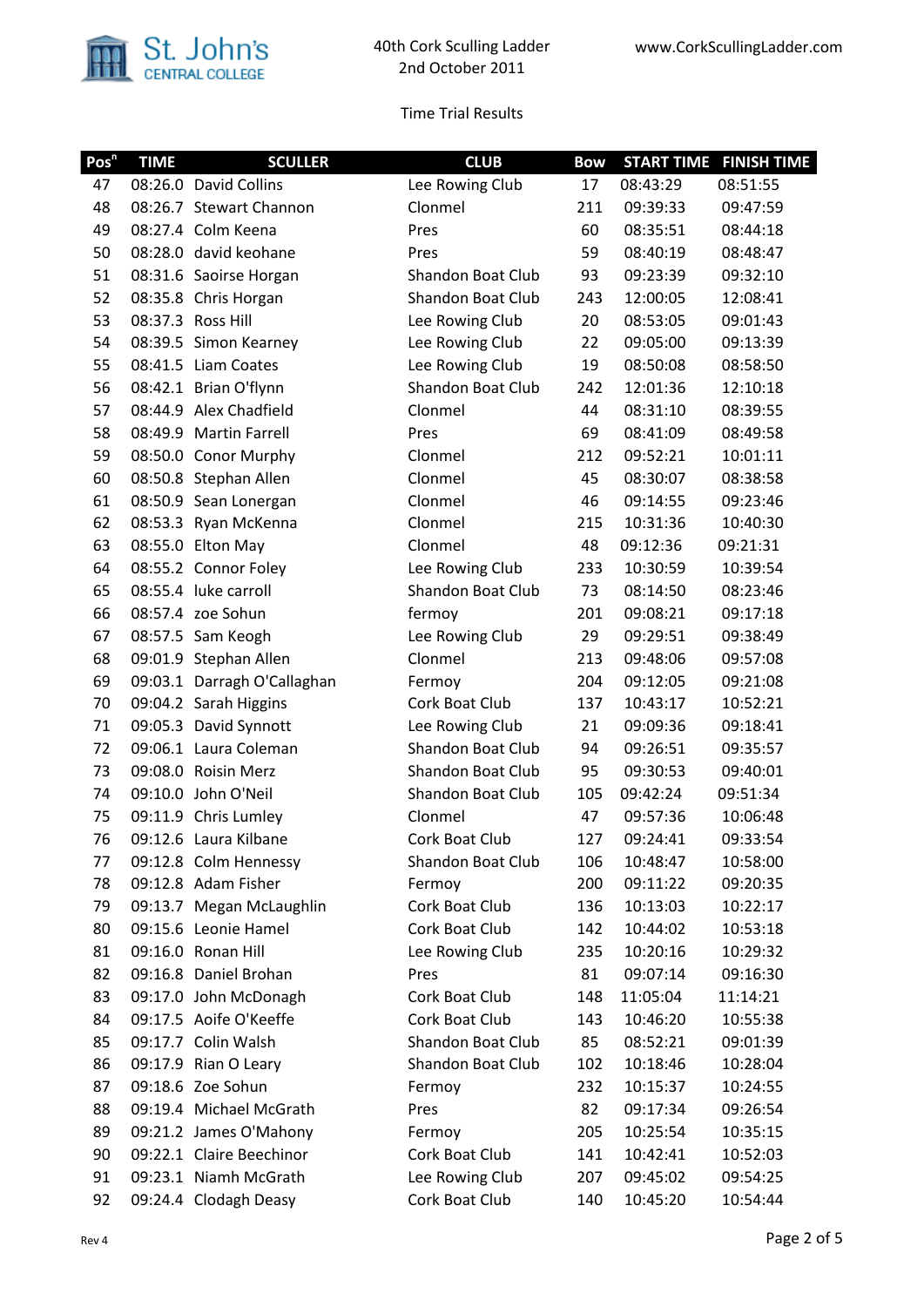St. John's Central College

40th Cork Sculling Ladder
2nd October 2011

www.CorkScullingLadder.com

Time Trial Results

| Pos[n] | TIME | SCULLER | CLUB | Bow | START TIME | FINISH TIME |
|---|---|---|---|---|---|---|
| 47 | 08:26.0 | David Collins | Lee Rowing Club | 17 | 08:43:29 | 08:51:55 |
| 48 | 08:26.7 | Stewart Channon | Clonmel | 211 | 09:39:33 | 09:47:59 |
| 49 | 08:27.4 | Colm Keena | Pres | 60 | 08:35:51 | 08:44:18 |
| 50 | 08:28.0 | david keohane | Pres | 59 | 08:40:19 | 08:48:47 |
| 51 | 08:31.6 | Saoirse Horgan | Shandon Boat Club | 93 | 09:23:39 | 09:32:10 |
| 52 | 08:35.8 | Chris Horgan | Shandon Boat Club | 243 | 12:00:05 | 12:08:41 |
| 53 | 08:37.3 | Ross Hill | Lee Rowing Club | 20 | 08:53:05 | 09:01:43 |
| 54 | 08:39.5 | Simon Kearney | Lee Rowing Club | 22 | 09:05:00 | 09:13:39 |
| 55 | 08:41.5 | Liam Coates | Lee Rowing Club | 19 | 08:50:08 | 08:58:50 |
| 56 | 08:42.1 | Brian O'flynn | Shandon Boat Club | 242 | 12:01:36 | 12:10:18 |
| 57 | 08:44.9 | Alex Chadfield | Clonmel | 44 | 08:31:10 | 08:39:55 |
| 58 | 08:49.9 | Martin Farrell | Pres | 69 | 08:41:09 | 08:49:58 |
| 59 | 08:50.0 | Conor Murphy | Clonmel | 212 | 09:52:21 | 10:01:11 |
| 60 | 08:50.8 | Stephan Allen | Clonmel | 45 | 08:30:07 | 08:38:58 |
| 61 | 08:50.9 | Sean Lonergan | Clonmel | 46 | 09:14:55 | 09:23:46 |
| 62 | 08:53.3 | Ryan McKenna | Clonmel | 215 | 10:31:36 | 10:40:30 |
| 63 | 08:55.0 | Elton May | Clonmel | 48 | 09:12:36 | 09:21:31 |
| 64 | 08:55.2 | Connor Foley | Lee Rowing Club | 233 | 10:30:59 | 10:39:54 |
| 65 | 08:55.4 | luke carroll | Shandon Boat Club | 73 | 08:14:50 | 08:23:46 |
| 66 | 08:57.4 | zoe Sohun | fermoy | 201 | 09:08:21 | 09:17:18 |
| 67 | 08:57.5 | Sam Keogh | Lee Rowing Club | 29 | 09:29:51 | 09:38:49 |
| 68 | 09:01.9 | Stephan Allen | Clonmel | 213 | 09:48:06 | 09:57:08 |
| 69 | 09:03.1 | Darragh O'Callaghan | Fermoy | 204 | 09:12:05 | 09:21:08 |
| 70 | 09:04.2 | Sarah Higgins | Cork Boat Club | 137 | 10:43:17 | 10:52:21 |
| 71 | 09:05.3 | David Synnott | Lee Rowing Club | 21 | 09:09:36 | 09:18:41 |
| 72 | 09:06.1 | Laura Coleman | Shandon Boat Club | 94 | 09:26:51 | 09:35:57 |
| 73 | 09:08.0 | Roisin Merz | Shandon Boat Club | 95 | 09:30:53 | 09:40:01 |
| 74 | 09:10.0 | John O'Neil | Shandon Boat Club | 105 | 09:42:24 | 09:51:34 |
| 75 | 09:11.9 | Chris Lumley | Clonmel | 47 | 09:57:36 | 10:06:48 |
| 76 | 09:12.6 | Laura Kilbane | Cork Boat Club | 127 | 09:24:41 | 09:33:54 |
| 77 | 09:12.8 | Colm Hennessy | Shandon Boat Club | 106 | 10:48:47 | 10:58:00 |
| 78 | 09:12.8 | Adam Fisher | Fermoy | 200 | 09:11:22 | 09:20:35 |
| 79 | 09:13.7 | Megan McLaughlin | Cork Boat Club | 136 | 10:13:03 | 10:22:17 |
| 80 | 09:15.6 | Leonie Hamel | Cork Boat Club | 142 | 10:44:02 | 10:53:18 |
| 81 | 09:16.0 | Ronan Hill | Lee Rowing Club | 235 | 10:20:16 | 10:29:32 |
| 82 | 09:16.8 | Daniel Brohan | Pres | 81 | 09:07:14 | 09:16:30 |
| 83 | 09:17.0 | John McDonagh | Cork Boat Club | 148 | 11:05:04 | 11:14:21 |
| 84 | 09:17.5 | Aoife O'Keeffe | Cork Boat Club | 143 | 10:46:20 | 10:55:38 |
| 85 | 09:17.7 | Colin Walsh | Shandon Boat Club | 85 | 08:52:21 | 09:01:39 |
| 86 | 09:17.9 | Rian O Leary | Shandon Boat Club | 102 | 10:18:46 | 10:28:04 |
| 87 | 09:18.6 | Zoe Sohun | Fermoy | 232 | 10:15:37 | 10:24:55 |
| 88 | 09:19.4 | Michael McGrath | Pres | 82 | 09:17:34 | 09:26:54 |
| 89 | 09:21.2 | James O'Mahony | Fermoy | 205 | 10:25:54 | 10:35:15 |
| 90 | 09:22.1 | Claire Beechinor | Cork Boat Club | 141 | 10:42:41 | 10:52:03 |
| 91 | 09:23.1 | Niamh McGrath | Lee Rowing Club | 207 | 09:45:02 | 09:54:25 |
| 92 | 09:24.4 | Clodagh Deasy | Cork Boat Club | 140 | 10:45:20 | 10:54:44 |

Rev 4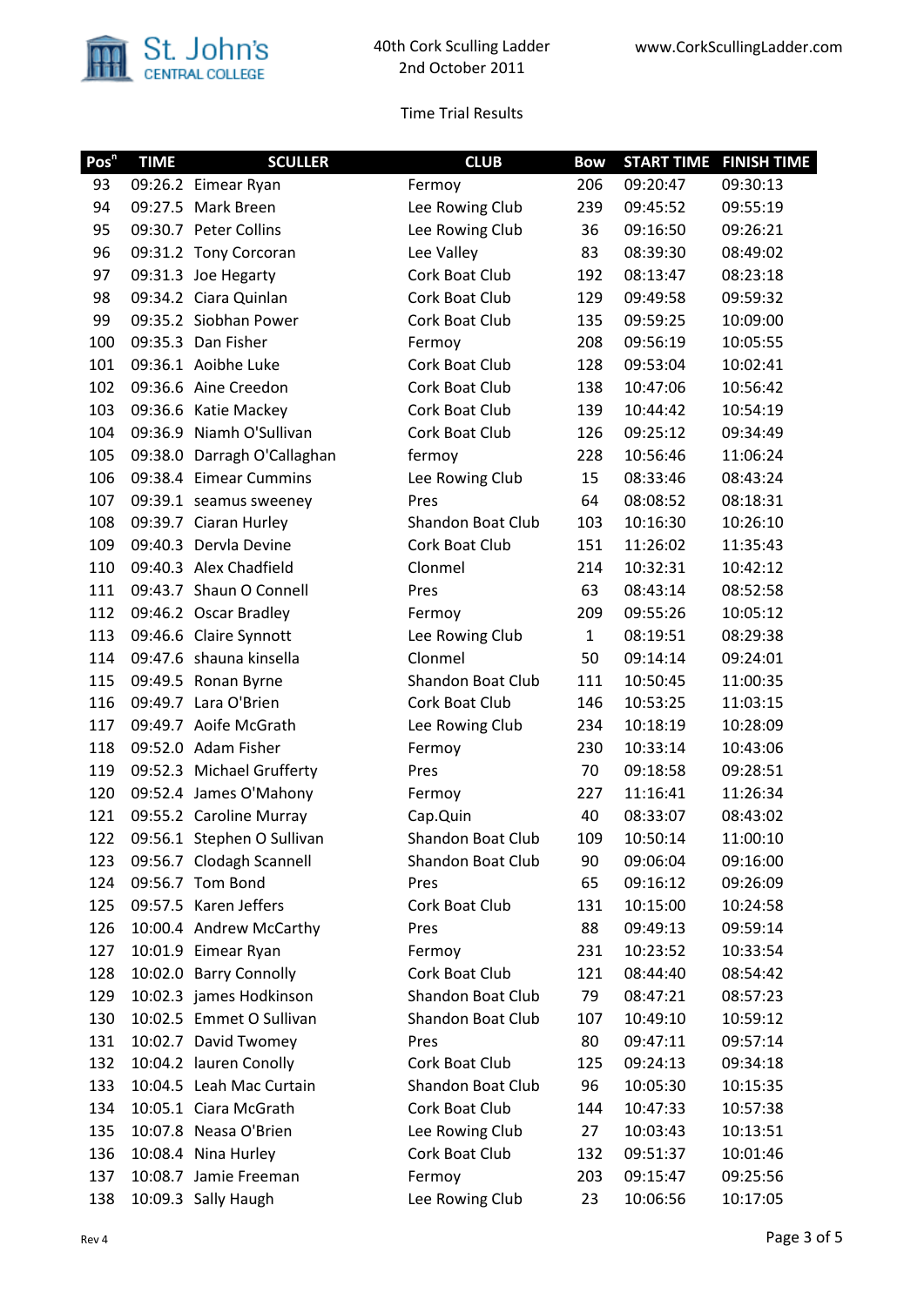St. John's Central College

40th Cork Sculling Ladder
2nd October 2011

www.CorkScullingLadder.com

Time Trial Results

| Pos$^n$ | TIME | SCULLER | CLUB | Bow | START TIME | FINISH TIME |
|---|---|---|---|---|---|---|
| 93 | 09:26.2 | Eimear Ryan | Fermoy | 206 | 09:20:47 | 09:30:13 |
| 94 | 09:27.5 | Mark Breen | Lee Rowing Club | 239 | 09:45:52 | 09:55:19 |
| 95 | 09:30.7 | Peter Collins | Lee Rowing Club | 36 | 09:16:50 | 09:26:21 |
| 96 | 09:31.2 | Tony Corcoran | Lee Valley | 83 | 08:39:30 | 08:49:02 |
| 97 | 09:31.3 | Joe Hegarty | Cork Boat Club | 192 | 08:13:47 | 08:23:18 |
| 98 | 09:34.2 | Ciara Quinlan | Cork Boat Club | 129 | 09:49:58 | 09:59:32 |
| 99 | 09:35.2 | Siobhan Power | Cork Boat Club | 135 | 09:59:25 | 10:09:00 |
| 100 | 09:35.3 | Dan Fisher | Fermoy | 208 | 09:56:19 | 10:05:55 |
| 101 | 09:36.1 | Aoibhe Luke | Cork Boat Club | 128 | 09:53:04 | 10:02:41 |
| 102 | 09:36.6 | Aine Creedon | Cork Boat Club | 138 | 10:47:06 | 10:56:42 |
| 103 | 09:36.6 | Katie Mackey | Cork Boat Club | 139 | 10:44:42 | 10:54:19 |
| 104 | 09:36.9 | Niamh O'Sullivan | Cork Boat Club | 126 | 09:25:12 | 09:34:49 |
| 105 | 09:38.0 | Darragh O'Callaghan | fermoy | 228 | 10:56:46 | 11:06:24 |
| 106 | 09:38.4 | Eimear Cummins | Lee Rowing Club | 15 | 08:33:46 | 08:43:24 |
| 107 | 09:39.1 | seamus sweeney | Pres | 64 | 08:08:52 | 08:18:31 |
| 108 | 09:39.7 | Ciaran Hurley | Shandon Boat Club | 103 | 10:16:30 | 10:26:10 |
| 109 | 09:40.3 | Dervla Devine | Cork Boat Club | 151 | 11:26:02 | 11:35:43 |
| 110 | 09:40.3 | Alex Chadfield | Clonmel | 214 | 10:32:31 | 10:42:12 |
| 111 | 09:43.7 | Shaun O Connell | Pres | 63 | 08:43:14 | 08:52:58 |
| 112 | 09:46.2 | Oscar Bradley | Fermoy | 209 | 09:55:26 | 10:05:12 |
| 113 | 09:46.6 | Claire Synnott | Lee Rowing Club | 1 | 08:19:51 | 08:29:38 |
| 114 | 09:47.6 | shauna kinsella | Clonmel | 50 | 09:14:14 | 09:24:01 |
| 115 | 09:49.5 | Ronan Byrne | Shandon Boat Club | 111 | 10:50:45 | 11:00:35 |
| 116 | 09:49.7 | Lara O'Brien | Cork Boat Club | 146 | 10:53:25 | 11:03:15 |
| 117 | 09:49.7 | Aoife McGrath | Lee Rowing Club | 234 | 10:18:19 | 10:28:09 |
| 118 | 09:52.0 | Adam Fisher | Fermoy | 230 | 10:33:14 | 10:43:06 |
| 119 | 09:52.3 | Michael Grufferty | Pres | 70 | 09:18:58 | 09:28:51 |
| 120 | 09:52.4 | James O'Mahony | Fermoy | 227 | 11:16:41 | 11:26:34 |
| 121 | 09:55.2 | Caroline Murray | Cap.Quin | 40 | 08:33:07 | 08:43:02 |
| 122 | 09:56.1 | Stephen O Sullivan | Shandon Boat Club | 109 | 10:50:14 | 11:00:10 |
| 123 | 09:56.7 | Clodagh Scannell | Shandon Boat Club | 90 | 09:06:04 | 09:16:00 |
| 124 | 09:56.7 | Tom Bond | Pres | 65 | 09:16:12 | 09:26:09 |
| 125 | 09:57.5 | Karen Jeffers | Cork Boat Club | 131 | 10:15:00 | 10:24:58 |
| 126 | 10:00.4 | Andrew McCarthy | Pres | 88 | 09:49:13 | 09:59:14 |
| 127 | 10:01.9 | Eimear Ryan | Fermoy | 231 | 10:23:52 | 10:33:54 |
| 128 | 10:02.0 | Barry Connolly | Cork Boat Club | 121 | 08:44:40 | 08:54:42 |
| 129 | 10:02.3 | james Hodkinson | Shandon Boat Club | 79 | 08:47:21 | 08:57:23 |
| 130 | 10:02.5 | Emmet O Sullivan | Shandon Boat Club | 107 | 10:49:10 | 10:59:12 |
| 131 | 10:02.7 | David Twomey | Pres | 80 | 09:47:11 | 09:57:14 |
| 132 | 10:04.2 | lauren Conolly | Cork Boat Club | 125 | 09:24:13 | 09:34:18 |
| 133 | 10:04.5 | Leah Mac Curtain | Shandon Boat Club | 96 | 10:05:30 | 10:15:35 |
| 134 | 10:05.1 | Ciara McGrath | Cork Boat Club | 144 | 10:47:33 | 10:57:38 |
| 135 | 10:07.8 | Neasa O'Brien | Lee Rowing Club | 27 | 10:03:43 | 10:13:51 |
| 136 | 10:08.4 | Nina Hurley | Cork Boat Club | 132 | 09:51:37 | 10:01:46 |
| 137 | 10:08.7 | Jamie Freeman | Fermoy | 203 | 09:15:47 | 09:25:56 |
| 138 | 10:09.3 | Sally Haugh | Lee Rowing Club | 23 | 10:06:56 | 10:17:05 |

Rev 4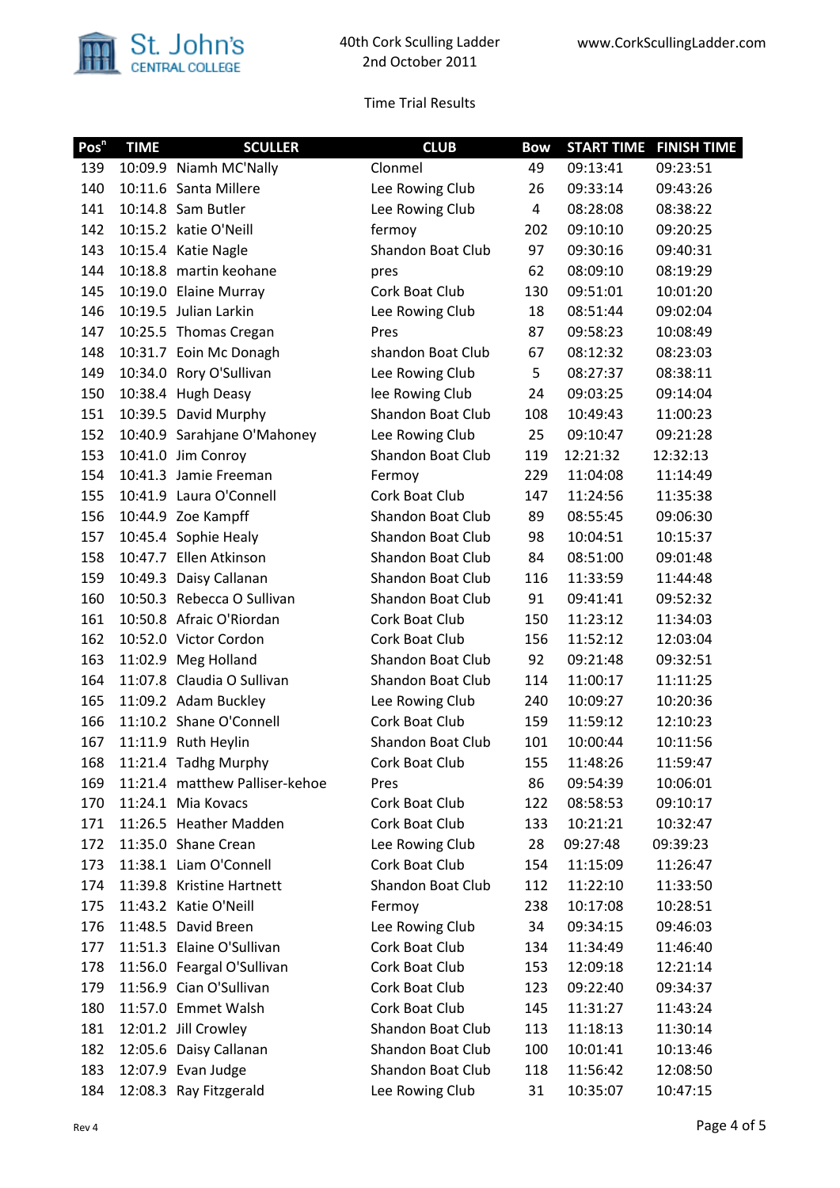St. John's CENTRAL COLLEGE

40th Cork Sculling Ladder
2nd October 2011

www.CorkScullingLadder.com

Time Trial Results

| Pos$^{n}$ | TIME | SCULLER | CLUB | Bow | START TIME | FINISH TIME |
|---|---|---|---|---|---|---|
| 139 | 10:09.9 | Niamh MC'Nally | Clonmel | 49 | 09:13:41 | 09:23:51 |
| 140 | 10:11.6 | Santa Millere | Lee Rowing Club | 26 | 09:33:14 | 09:43:26 |
| 141 | 10:14.8 | Sam Butler | Lee Rowing Club | 4 | 08:28:08 | 08:38:22 |
| 142 | 10:15.2 | katie O'Neill | fermoy | 202 | 09:10:10 | 09:20:25 |
| 143 | 10:15.4 | Katie Nagle | Shandon Boat Club | 97 | 09:30:16 | 09:40:31 |
| 144 | 10:18.8 | martin keohane | pres | 62 | 08:09:10 | 08:19:29 |
| 145 | 10:19.0 | Elaine Murray | Cork Boat Club | 130 | 09:51:01 | 10:01:20 |
| 146 | 10:19.5 | Julian Larkin | Lee Rowing Club | 18 | 08:51:44 | 09:02:04 |
| 147 | 10:25.5 | Thomas Cregan | Pres | 87 | 09:58:23 | 10:08:49 |
| 148 | 10:31.7 | Eoin Mc Donagh | shandon Boat Club | 67 | 08:12:32 | 08:23:03 |
| 149 | 10:34.0 | Rory O'Sullivan | Lee Rowing Club | 5 | 08:27:37 | 08:38:11 |
| 150 | 10:38.4 | Hugh Deasy | lee Rowing Club | 24 | 09:03:25 | 09:14:04 |
| 151 | 10:39.5 | David Murphy | Shandon Boat Club | 108 | 10:49:43 | 11:00:23 |
| 152 | 10:40.9 | Sarahjane O'Mahoney | Lee Rowing Club | 25 | 09:10:47 | 09:21:28 |
| 153 | 10:41.0 | Jim Conroy | Shandon Boat Club | 119 | 12:21:32 | 12:32:13 |
| 154 | 10:41.3 | Jamie Freeman | Fermoy | 229 | 11:04:08 | 11:14:49 |
| 155 | 10:41.9 | Laura O'Connell | Cork Boat Club | 147 | 11:24:56 | 11:35:38 |
| 156 | 10:44.9 | Zoe Kampff | Shandon Boat Club | 89 | 08:55:45 | 09:06:30 |
| 157 | 10:45.4 | Sophie Healy | Shandon Boat Club | 98 | 10:04:51 | 10:15:37 |
| 158 | 10:47.7 | Ellen Atkinson | Shandon Boat Club | 84 | 08:51:00 | 09:01:48 |
| 159 | 10:49.3 | Daisy Callanan | Shandon Boat Club | 116 | 11:33:59 | 11:44:48 |
| 160 | 10:50.3 | Rebecca O Sullivan | Shandon Boat Club | 91 | 09:41:41 | 09:52:32 |
| 161 | 10:50.8 | Afraic O'Riordan | Cork Boat Club | 150 | 11:23:12 | 11:34:03 |
| 162 | 10:52.0 | Victor Cordon | Cork Boat Club | 156 | 11:52:12 | 12:03:04 |
| 163 | 11:02.9 | Meg Holland | Shandon Boat Club | 92 | 09:21:48 | 09:32:51 |
| 164 | 11:07.8 | Claudia O Sullivan | Shandon Boat Club | 114 | 11:00:17 | 11:11:25 |
| 165 | 11:09.2 | Adam Buckley | Lee Rowing Club | 240 | 10:09:27 | 10:20:36 |
| 166 | 11:10.2 | Shane O'Connell | Cork Boat Club | 159 | 11:59:12 | 12:10:23 |
| 167 | 11:11.9 | Ruth Heylin | Shandon Boat Club | 101 | 10:00:44 | 10:11:56 |
| 168 | 11:21.4 | Tadhg Murphy | Cork Boat Club | 155 | 11:48:26 | 11:59:47 |
| 169 | 11:21.4 | matthew Palliser-kehoe | Pres | 86 | 09:54:39 | 10:06:01 |
| 170 | 11:24.1 | Mia Kovacs | Cork Boat Club | 122 | 08:58:53 | 09:10:17 |
| 171 | 11:26.5 | Heather Madden | Cork Boat Club | 133 | 10:21:21 | 10:32:47 |
| 172 | 11:35.0 | Shane Crean | Lee Rowing Club | 28 | 09:27:48 | 09:39:23 |
| 173 | 11:38.1 | Liam O'Connell | Cork Boat Club | 154 | 11:15:09 | 11:26:47 |
| 174 | 11:39.8 | Kristine Hartnett | Shandon Boat Club | 112 | 11:22:10 | 11:33:50 |
| 175 | 11:43.2 | Katie O'Neill | Fermoy | 238 | 10:17:08 | 10:28:51 |
| 176 | 11:48.5 | David Breen | Lee Rowing Club | 34 | 09:34:15 | 09:46:03 |
| 177 | 11:51.3 | Elaine O'Sullivan | Cork Boat Club | 134 | 11:34:49 | 11:46:40 |
| 178 | 11:56.0 | Feargal O'Sullivan | Cork Boat Club | 153 | 12:09:18 | 12:21:14 |
| 179 | 11:56.9 | Cian O'Sullivan | Cork Boat Club | 123 | 09:22:40 | 09:34:37 |
| 180 | 11:57.0 | Emmet Walsh | Cork Boat Club | 145 | 11:31:27 | 11:43:24 |
| 181 | 12:01.2 | Jill Crowley | Shandon Boat Club | 113 | 11:18:13 | 11:30:14 |
| 182 | 12:05.6 | Daisy Callanan | Shandon Boat Club | 100 | 10:01:41 | 10:13:46 |
| 183 | 12:07.9 | Evan Judge | Shandon Boat Club | 118 | 11:56:42 | 12:08:50 |
| 184 | 12:08.3 | Ray Fitzgerald | Lee Rowing Club | 31 | 10:35:07 | 10:47:15 |

Rev 4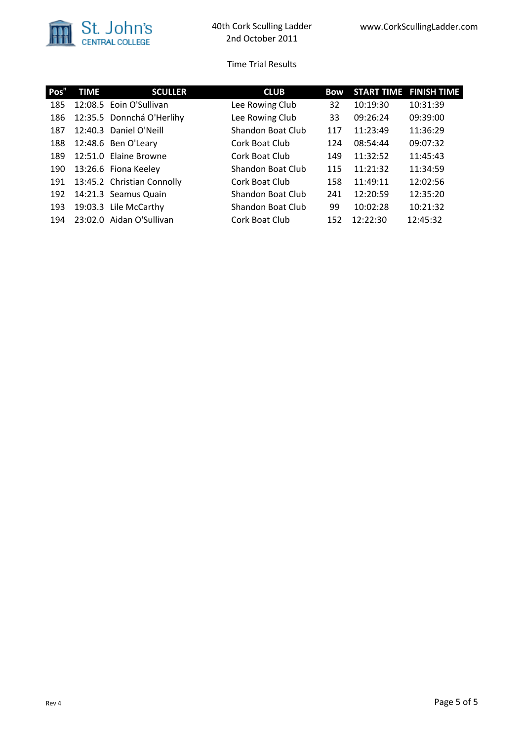Time Trial Results

| Pos$^n$ | TIME | SCULLER | CLUB | Bow | START TIME | FINISH TIME |
|---|---|---|---|---|---|---|
| 185 | 12:08.5 | Eoin O'Sullivan | Lee Rowing Club | 32 | 10:19:30 | 10:31:39 |
| 186 | 12:35.5 | Donnchá O'Herlihy | Lee Rowing Club | 33 | 09:26:24 | 09:39:00 |
| 187 | 12:40.3 | Daniel O'Neill | Shandon Boat Club | 117 | 11:23:49 | 11:36:29 |
| 188 | 12:48.6 | Ben O'Leary | Cork Boat Club | 124 | 08:54:44 | 09:07:32 |
| 189 | 12:51.0 | Elaine Browne | Cork Boat Club | 149 | 11:32:52 | 11:45:43 |
| 190 | 13:26.6 | Fiona Keeley | Shandon Boat Club | 115 | 11:21:32 | 11:34:59 |
| 191 | 13:45.2 | Christian Connolly | Cork Boat Club | 158 | 11:49:11 | 12:02:56 |
| 192 | 14:21.3 | Seamus Quain | Shandon Boat Club | 241 | 12:20:59 | 12:35:20 |
| 193 | 19:03.3 | Lile McCarthy | Shandon Boat Club | 99 | 10:02:28 | 10:21:32 |
| 194 | 23:02.0 | Aidan O'Sullivan | Cork Boat Club | 152 | 12:22:30 | 12:45:32 |

Rev 4